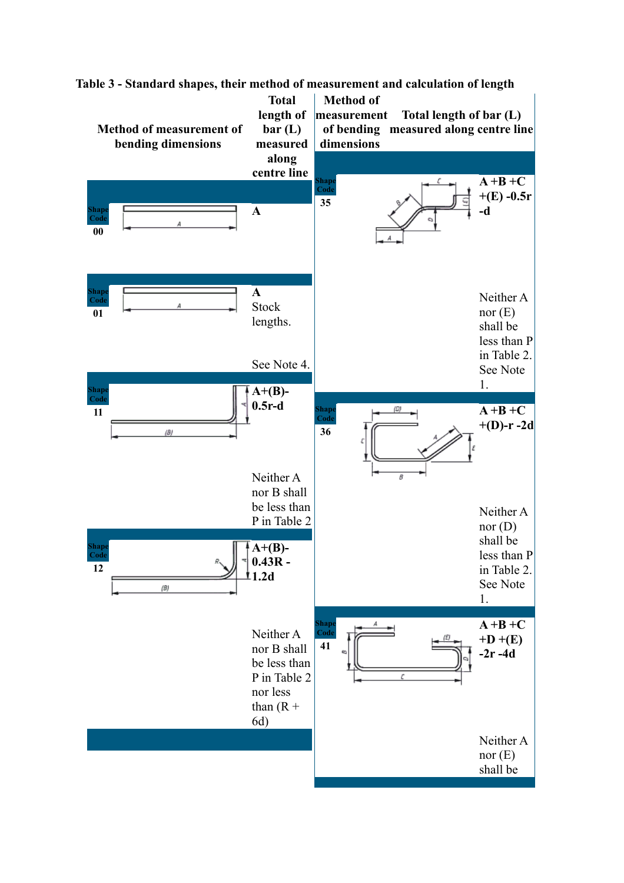Table 3 - Standard shapes, their method of measurement and calculation of length

| Shape Code | Method of measurement of bending dimensions | Total length of bar (L) measured along centre line | Shape Code | Method of measurement of bending dimensions | Total length of bar (L) measured along centre line |
|---|---|---|---|---|---|
| 00 | | **A** | 35 | | **A +B +C +(E) -0.5r -d**<br><br>Neither A nor (E) shall be less than P in Table 2. See Note 1. |
| 01 | | **A**<br>Stock lengths.<br><br>See Note 4. | | | |
| 11 | | **A+(B)-0.5r-d**<br><br>Neither A nor B shall be less than P in Table 2 | 36 | | **A +B +C +(D)-r -2d**<br><br>Neither A nor (D) shall be less than P in Table 2. See Note 1. |
| 12 | | **A+(B)-0.43R -1.2d**<br><br>Neither A nor B shall be less than P in Table 2 nor less than (R + 6d) | 41 | | **A +B +C +D +(E) -2r -4d**<br><br>Neither A nor (E) shall be |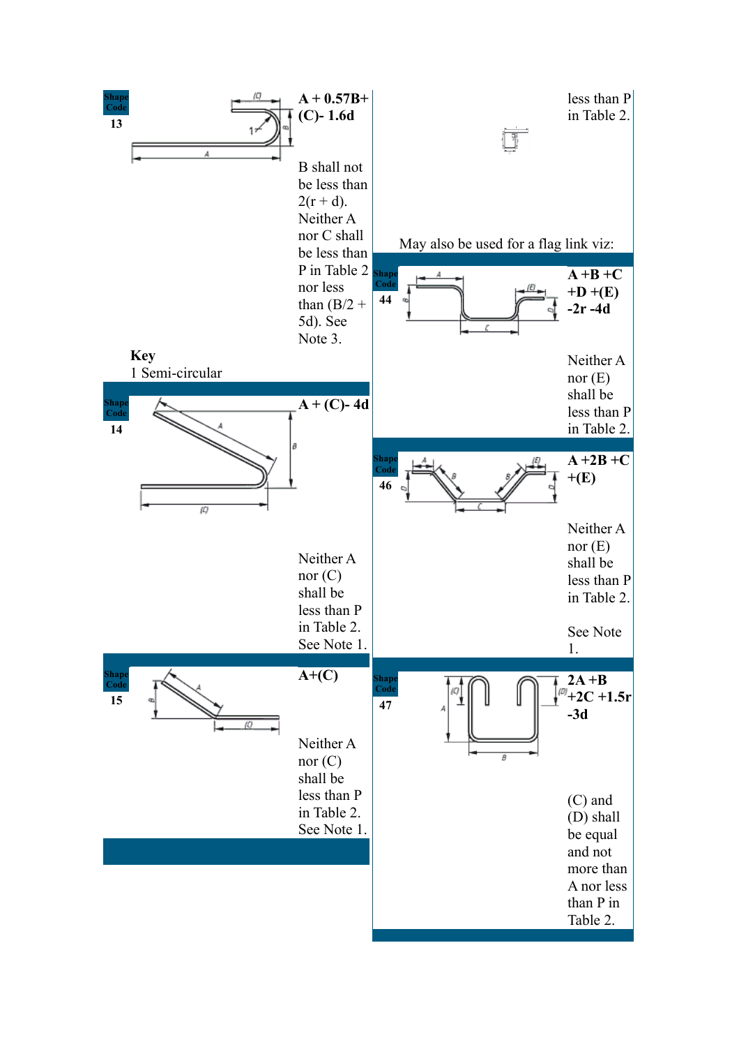| Shape Code | Shape | Total length of bar (L) measured along centre line | Notes |
|---|---|---|---|
| 13 | | A + 0.57B+ (C)- 1.6d | B shall not be less than 2(r + d). Neither A nor C shall be less than P in Table 2 nor less than (B/2 + 5d). See Note 3. |
| | Key 1 Semi-circular | | |
| 14 | | A + (C)- 4d | Neither A nor (C) shall be less than P in Table 2. See Note 1. |
| 15 | | A+(C) | Neither A nor (C) shall be less than P in Table 2. See Note 1. |

| Shape Code | Shape | Total length of bar (L) measured along centre line | Notes |
|---|---|---|---|
| | May also be used for a flag link viz: | | less than P in Table 2. |
| 44 | | A +B +C +D +(E) -2r -4d | Neither A nor (E) shall be less than P in Table 2. |
| 46 | | A +2B +C +(E) | Neither A nor (E) shall be less than P in Table 2. See Note 1. |
| 47 | | 2A +B +2C +1.5r -3d | (C) and (D) shall be equal and not more than A nor less than P in Table 2. |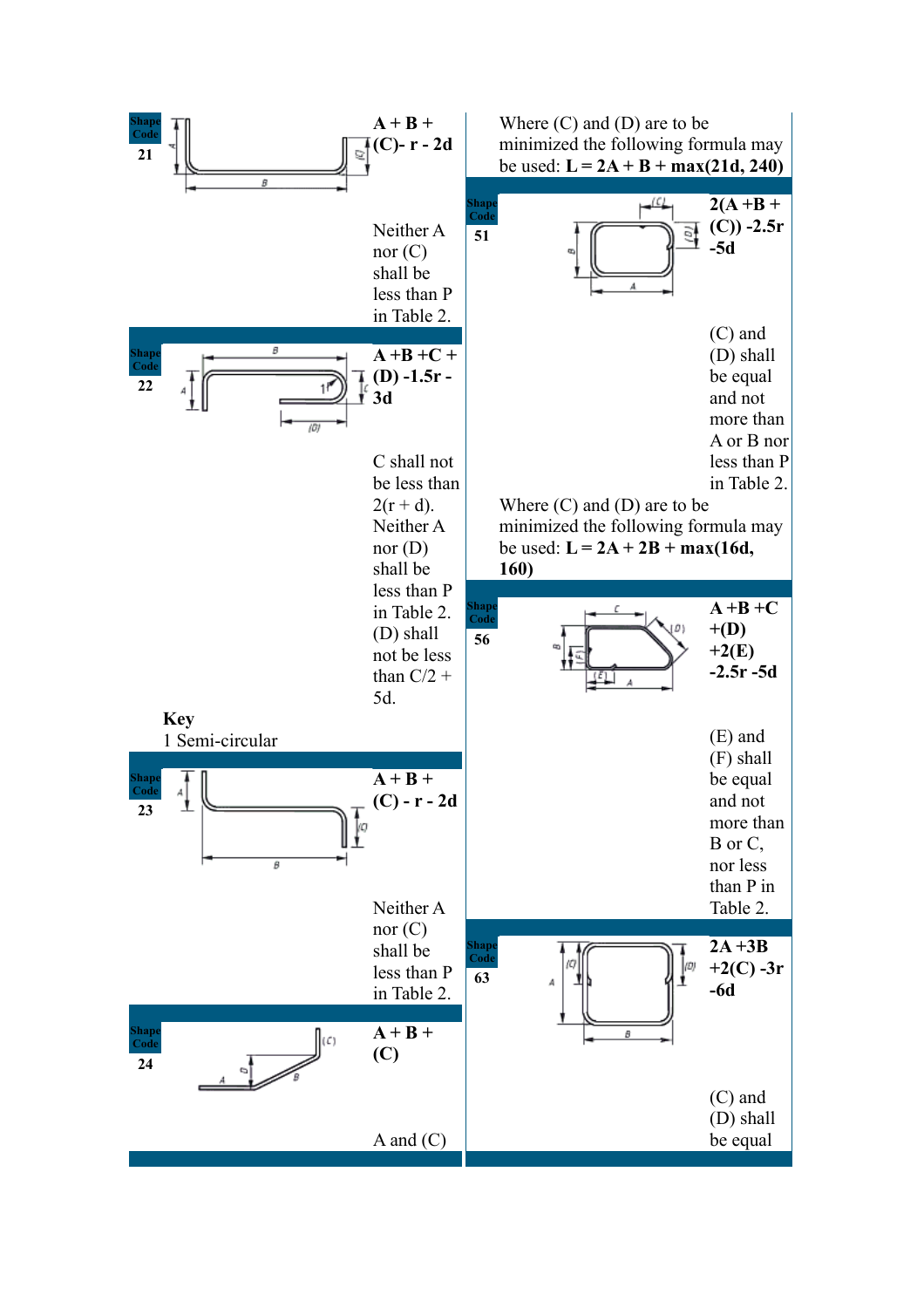| Shape Code | Shape | Formula | Notes |
|---|---|---|---|
| 21 | | A + B + (C)- r - 2d | Neither A nor (C) shall be less than P in Table 2. |
| 22 | | A +B +C + (D) -1.5r - 3d | C shall not be less than 2(r + d). Neither A nor (D) shall be less than P in Table 2. (D) shall not be less than C/2 + 5d. |

**Key**
1 Semi-circular

| Shape Code | Shape | Formula | Notes |
|---|---|---|---|
| 23 | | A + B + (C) - r - 2d | Neither A nor (C) shall be less than P in Table 2. |
| 24 | | A + B + (C) | A and (C) |

Where (C) and (D) are to be minimized the following formula may be used: **L = 2A + B + max(21d, 240)**

| Shape Code | Shape | Formula | Notes |
|---|---|---|---|
| 51 | | 2(A +B + (C)) -2.5r -5d | (C) and (D) shall be equal and not more than A or B nor less than P in Table 2. |

Where (C) and (D) are to be minimized the following formula may be used: **L = 2A + 2B + max(16d, 160)**

| Shape Code | Shape | Formula | Notes |
|---|---|---|---|
| 56 | | A +B +C +(D) +2(E) -2.5r -5d | (E) and (F) shall be equal and not more than B or C, nor less than P in Table 2. |
| 63 | | 2A +3B +2(C) -3r -6d | (C) and (D) shall be equal |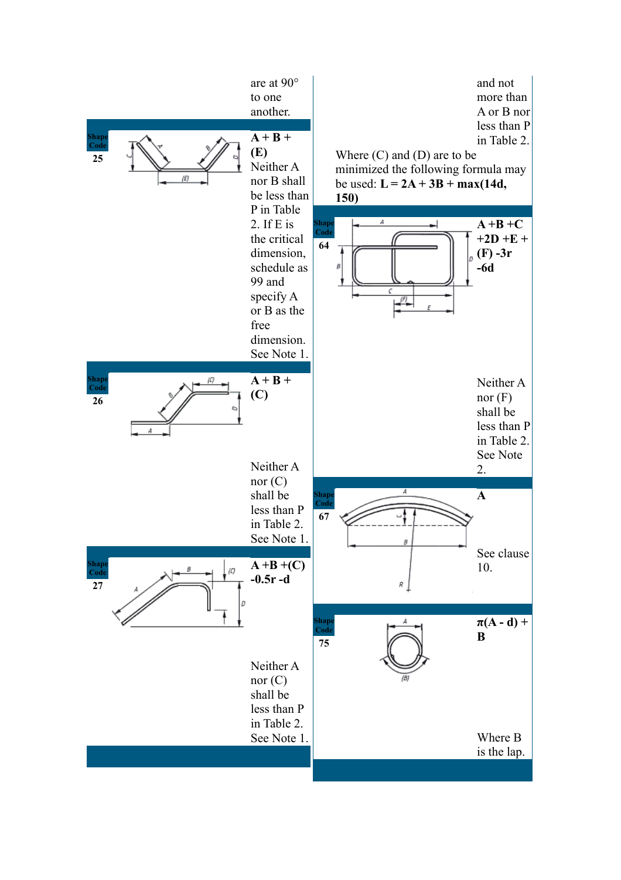| Shape Code | Shape | Length formula / Notes |
|---|---|---|
| | | are at 90° to one another. |
| 25 | | **A + B + (E)** Neither A nor B shall be less than P in Table 2. If E is the critical dimension, schedule as 99 and specify A or B as the free dimension. See Note 1. |
| 26 | | **A + B + (C)** Neither A nor (C) shall be less than P in Table 2. See Note 1. |
| 27 | | **A +B +(C) -0.5r -d** Neither A nor (C) shall be less than P in Table 2. See Note 1. |

| Shape Code | Shape | Length formula / Notes |
|---|---|---|
| | | and not more than A or B nor less than P in Table 2. Where (C) and (D) are to be minimized the following formula may be used: **L = 2A + 3B + max(14d, 150)** |
| 64 | | **A +B +C +2D +E + (F) -3r -6d** Neither A nor (F) shall be less than P in Table 2. See Note 2. |
| 67 | | **A** See clause 10. |
| 75 | | **π(A - d) + B** Where B is the lap. |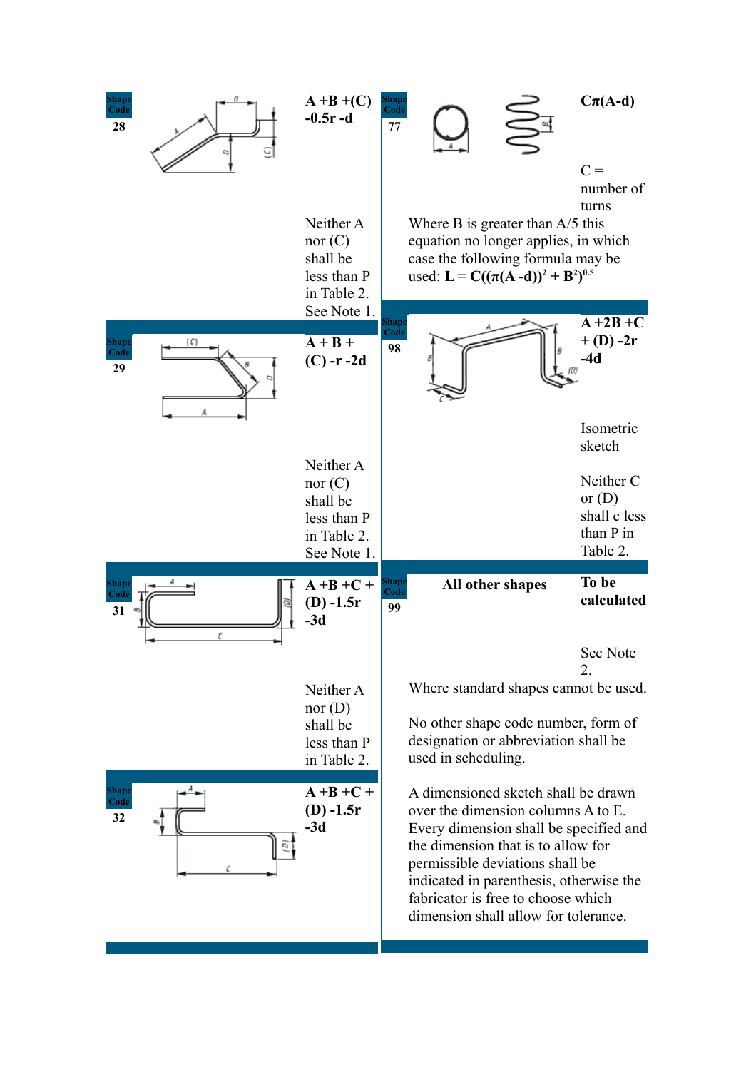| Shape Code | Formula | Notes |
| --- | --- | --- |
| 28 | **A + B + (C) - 0.5r - d** | Neither A nor (C) shall be less than P in Table 2. See Note 1. |
| 29 | **A + B + (C) - r - 2d** | Neither A nor (C) shall be less than P in Table 2. See Note 1. |
| 31 | **A + B + C + (D) - 1.5r - 3d** | Neither A nor (D) shall be less than P in Table 2. |
| 32 | **A + B + C + (D) - 1.5r - 3d** | |

| Shape Code | Formula | Notes |
| --- | --- | --- |
| 77 | **$C\pi(A-d)$** | C = number of turns. Where B is greater than A/5 this equation no longer applies, in which case the following formula may be used: $\mathbf{L = C((\pi(A - d))^2 + B^2)^{0.5}}$ |
| 98 | **A + 2B + C + (D) - 2r - 4d** | Isometric sketch. Neither C or (D) shall e less than P in Table 2. |
| 99 | **All other shapes** — **To be calculated** | See Note 2. Where standard shapes cannot be used. No other shape code number, form of designation or abbreviation shall be used in scheduling. A dimensioned sketch shall be drawn over the dimension columns A to E. Every dimension shall be specified and the dimension that is to allow for permissible deviations shall be indicated in parenthesis, otherwise the fabricator is free to choose which dimension shall allow for tolerance. |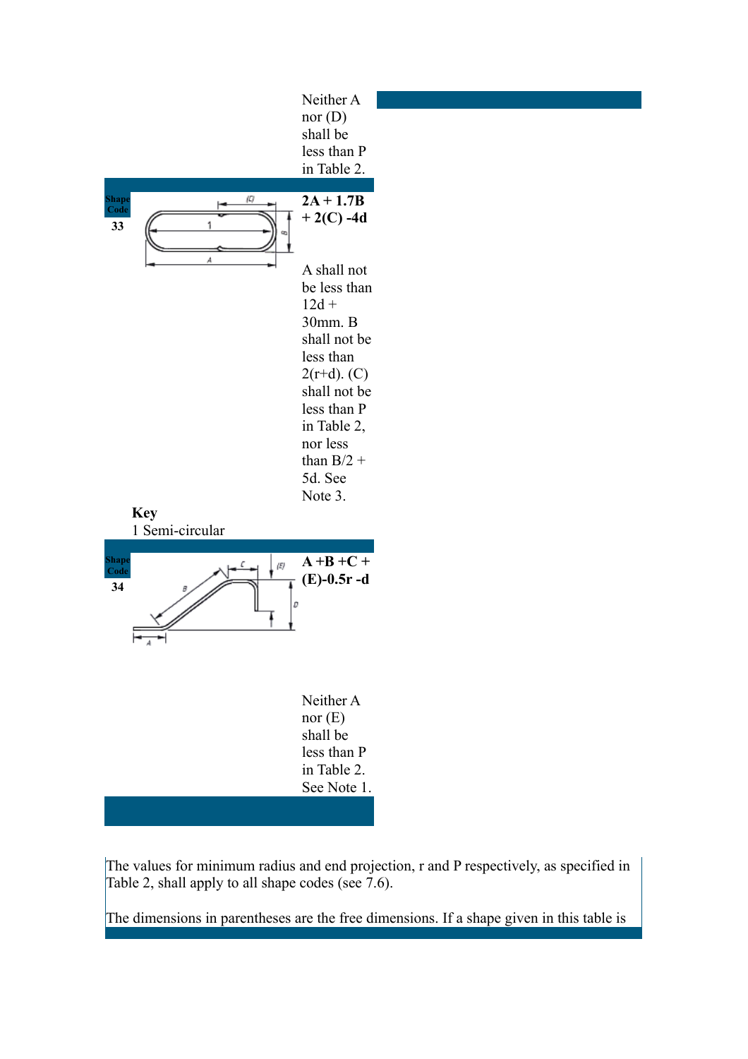Neither A nor (D) shall be less than P in Table 2.

| Shape Code | | |
|---|---|---|
| 33 | | **2A + 1.7B + 2(C) -4d**<br><br>A shall not be less than 12d + 30mm. B shall not be less than 2(r+d). (C) shall not be less than P in Table 2, nor less than B/2 + 5d. See Note 3. |

**Key**
1 Semi-circular

| Shape Code | | |
|---|---|---|
| 34 | | **A +B +C + (E)-0.5r -d**<br><br>Neither A nor (E) shall be less than P in Table 2. See Note 1. |

The values for minimum radius and end projection, r and P respectively, as specified in Table 2, shall apply to all shape codes (see 7.6).

The dimensions in parentheses are the free dimensions. If a shape given in this table is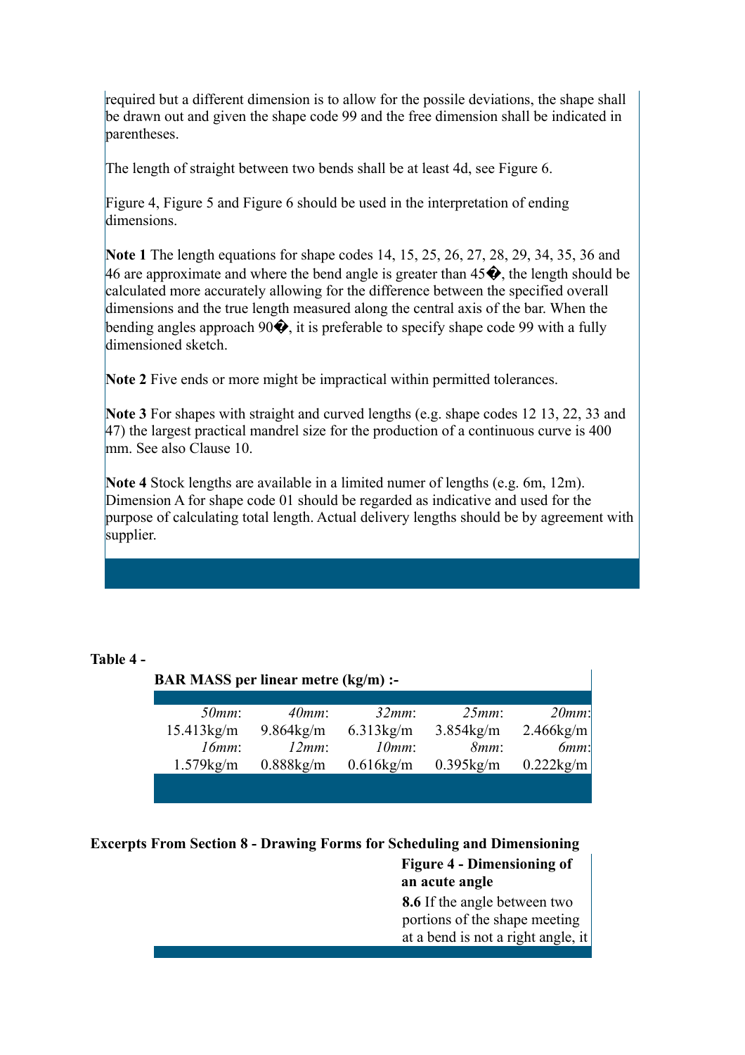required but a different dimension is to allow for the possile deviations, the shape shall be drawn out and given the shape code 99 and the free dimension shall be indicated in parentheses.

The length of straight between two bends shall be at least 4d, see Figure 6.

Figure 4, Figure 5 and Figure 6 should be used in the interpretation of ending dimensions.

**Note 1** The length equations for shape codes 14, 15, 25, 26, 27, 28, 29, 34, 35, 36 and 46 are approximate and where the bend angle is greater than 45�, the length should be calculated more accurately allowing for the difference between the specified overall dimensions and the true length measured along the central axis of the bar. When the bending angles approach 90�, it is preferable to specify shape code 99 with a fully dimensioned sketch.

**Note 2** Five ends or more might be impractical within permitted tolerances.

**Note 3** For shapes with straight and curved lengths (e.g. shape codes 12 13, 22, 33 and 47) the largest practical mandrel size for the production of a continuous curve is 400 mm. See also Clause 10.

**Note 4** Stock lengths are available in a limited numer of lengths (e.g. 6m, 12m). Dimension A for shape code 01 should be regarded as indicative and used for the purpose of calculating total length. Actual delivery lengths should be by agreement with supplier.

**Table 4 -**

**BAR MASS per linear metre (kg/m) :-**

| *50mm*: | *40mm*: | *32mm*: | *25mm*: | *20mm*: |
|---|---|---|---|---|
| 15.413kg/m | 9.864kg/m | 6.313kg/m | 3.854kg/m | 2.466kg/m |
| *16mm*: | *12mm*: | *10mm*: | *8mm*: | *6mm*: |
| 1.579kg/m | 0.888kg/m | 0.616kg/m | 0.395kg/m | 0.222kg/m |

**Excerpts From Section 8 - Drawing Forms for Scheduling and Dimensioning**

**Figure 4 - Dimensioning of an acute angle**

**8.6** If the angle between two portions of the shape meeting at a bend is not a right angle, it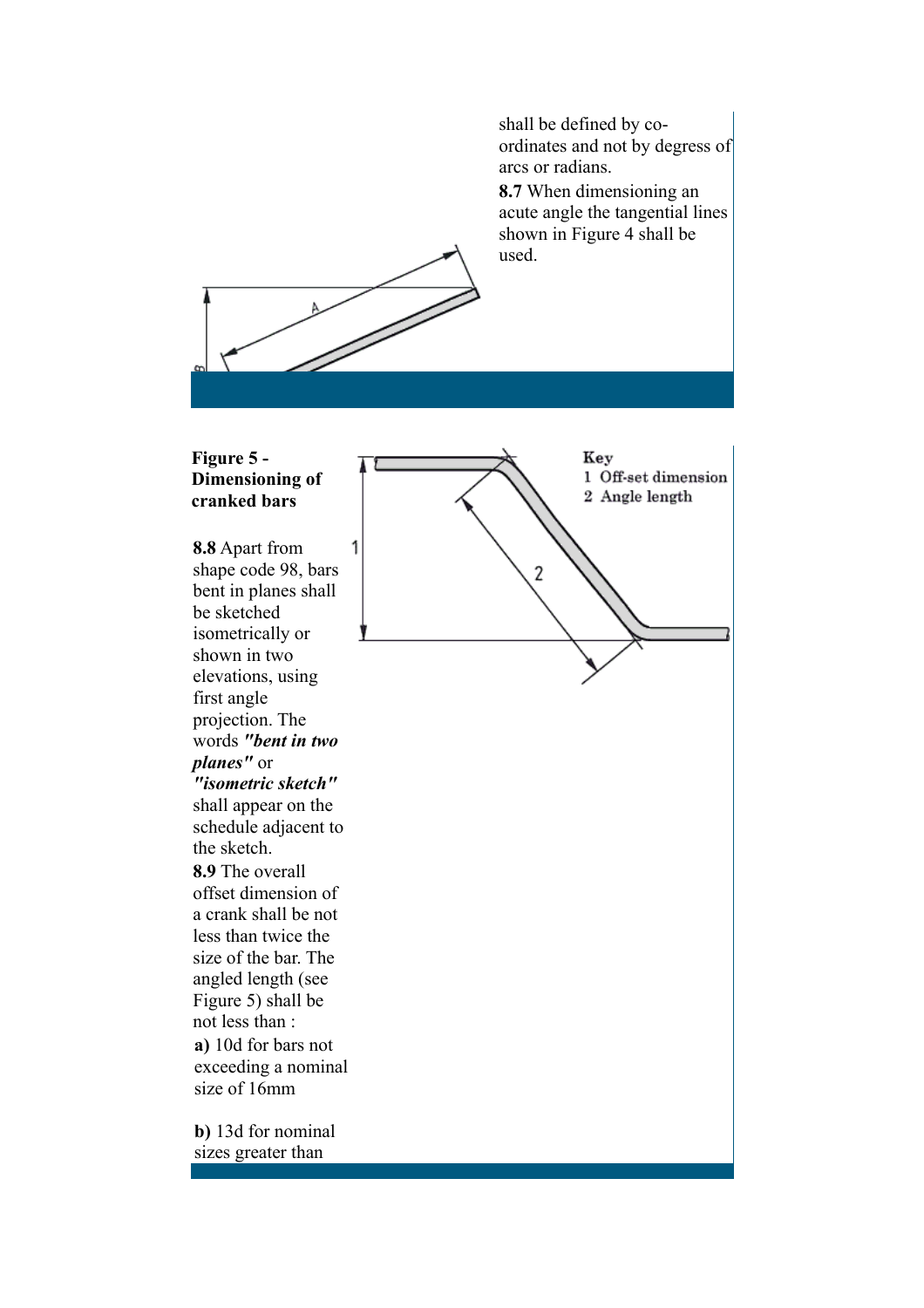shall be defined by co-ordinates and not by degress of arcs or radians.

**8.7** When dimensioning an acute angle the tangential lines shown in Figure 4 shall be used.

**Figure 5 - Dimensioning of cranked bars**

Key
1 Off-set dimension
2 Angle length

**8.8** Apart from shape code 98, bars bent in planes shall be sketched isometrically or shown in two elevations, using first angle projection. The words ***"bent in two planes"*** or ***"isometric sketch"*** shall appear on the schedule adjacent to the sketch.

**8.9** The overall offset dimension of a crank shall be not less than twice the size of the bar. The angled length (see Figure 5) shall be not less than :

**a)** 10d for bars not exceeding a nominal size of 16mm

**b)** 13d for nominal sizes greater than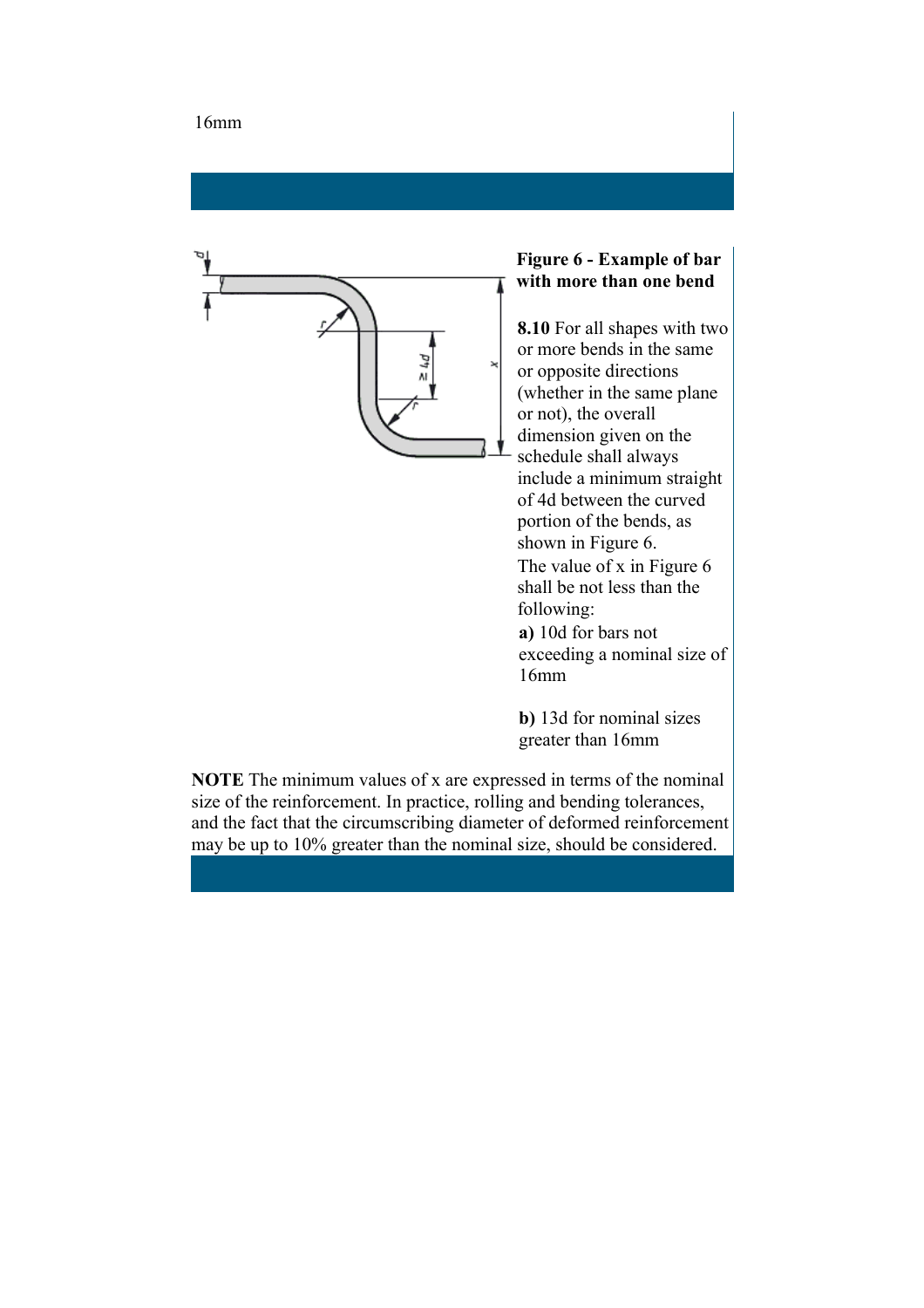16mm

Figure 6 - Example of bar with more than one bend

d

r

≥ 4d

x

r

**8.10** For all shapes with two or more bends in the same or opposite directions (whether in the same plane or not), the overall dimension given on the schedule shall always include a minimum straight of 4d between the curved portion of the bends, as shown in Figure 6.

The value of x in Figure 6 shall be not less than the following:

**a)** 10d for bars not exceeding a nominal size of 16mm

**b)** 13d for nominal sizes greater than 16mm

**NOTE** The minimum values of x are expressed in terms of the nominal size of the reinforcement. In practice, rolling and bending tolerances, and the fact that the circumscribing diameter of deformed reinforcement may be up to 10% greater than the nominal size, should be considered.